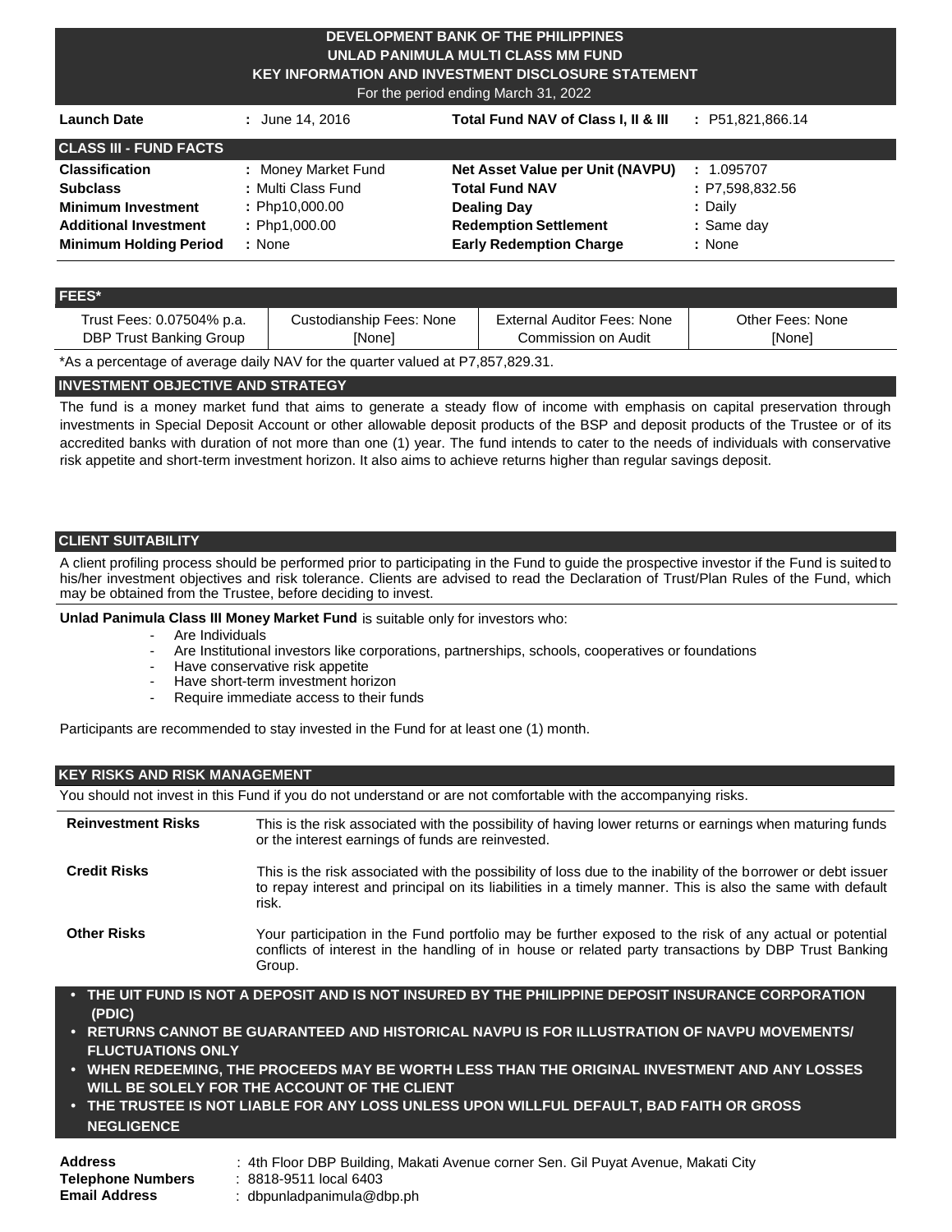# DEVELOPMENT BANK OF THE PHILIPPINES
## UNLAD PANIMULA MULTI CLASS MM FUND
## KEY INFORMATION AND INVESTMENT DISCLOSURE STATEMENT

For the period ending March 31, 2022

| | | | |
|---|---|---|---|
| **Launch Date** | : June 14, 2016 | **Total Fund NAV of Class I, II & III** | : P51,821,866.14 |

## CLASS III - FUND FACTS

| | | | |
|---|---|---|---|
| **Classification** | : Money Market Fund | **Net Asset Value per Unit (NAVPU)** | : 1.095707 |
| **Subclass** | : Multi Class Fund | **Total Fund NAV** | : P7,598,832.56 |
| **Minimum Investment** | : Php10,000.00 | **Dealing Day** | : Daily |
| **Additional Investment** | : Php1,000.00 | **Redemption Settlement** | : Same day |
| **Minimum Holding Period** | : None | **Early Redemption Charge** | : None |

## FEES*

| Trust Fees: 0.07504% p.a. | Custodianship Fees: None | External Auditor Fees: None | Other Fees: None |
|---|---|---|---|
| DBP Trust Banking Group | [None] | Commission on Audit | [None] |

*As a percentage of average daily NAV for the quarter valued at P7,857,829.31.

## INVESTMENT OBJECTIVE AND STRATEGY

The fund is a money market fund that aims to generate a steady flow of income with emphasis on capital preservation through investments in Special Deposit Account or other allowable deposit products of the BSP and deposit products of the Trustee or of its accredited banks with duration of not more than one (1) year. The fund intends to cater to the needs of individuals with conservative risk appetite and short-term investment horizon. It also aims to achieve returns higher than regular savings deposit.

## CLIENT SUITABILITY

A client profiling process should be performed prior to participating in the Fund to guide the prospective investor if the Fund is suited to his/her investment objectives and risk tolerance. Clients are advised to read the Declaration of Trust/Plan Rules of the Fund, which may be obtained from the Trustee, before deciding to invest.

**Unlad Panimula Class III Money Market Fund** is suitable only for investors who:

- Are Individuals
- Are Institutional investors like corporations, partnerships, schools, cooperatives or foundations
- Have conservative risk appetite
- Have short-term investment horizon
- Require immediate access to their funds

Participants are recommended to stay invested in the Fund for at least one (1) month.

## KEY RISKS AND RISK MANAGEMENT

You should not invest in this Fund if you do not understand or are not comfortable with the accompanying risks.

| | |
|---|---|
| **Reinvestment Risks** | This is the risk associated with the possibility of having lower returns or earnings when maturing funds or the interest earnings of funds are reinvested. |
| **Credit Risks** | This is the risk associated with the possibility of loss due to the inability of the borrower or debt issuer to repay interest and principal on its liabilities in a timely manner. This is also the same with default risk. |
| **Other Risks** | Your participation in the Fund portfolio may be further exposed to the risk of any actual or potential conflicts of interest in the handling of in house or related party transactions by DBP Trust Banking Group. |

- **THE UIT FUND IS NOT A DEPOSIT AND IS NOT INSURED BY THE PHILIPPINE DEPOSIT INSURANCE CORPORATION (PDIC)**
- **RETURNS CANNOT BE GUARANTEED AND HISTORICAL NAVPU IS FOR ILLUSTRATION OF NAVPU MOVEMENTS/ FLUCTUATIONS ONLY**
- **WHEN REDEEMING, THE PROCEEDS MAY BE WORTH LESS THAN THE ORIGINAL INVESTMENT AND ANY LOSSES WILL BE SOLELY FOR THE ACCOUNT OF THE CLIENT**
- **THE TRUSTEE IS NOT LIABLE FOR ANY LOSS UNLESS UPON WILLFUL DEFAULT, BAD FAITH OR GROSS NEGLIGENCE**

| | |
|---|---|
| **Address** | : 4th Floor DBP Building, Makati Avenue corner Sen. Gil Puyat Avenue, Makati City |
| **Telephone Numbers** | : 8818-9511 local 6403 |
| **Email Address** | : dbpunladpanimula@dbp.ph |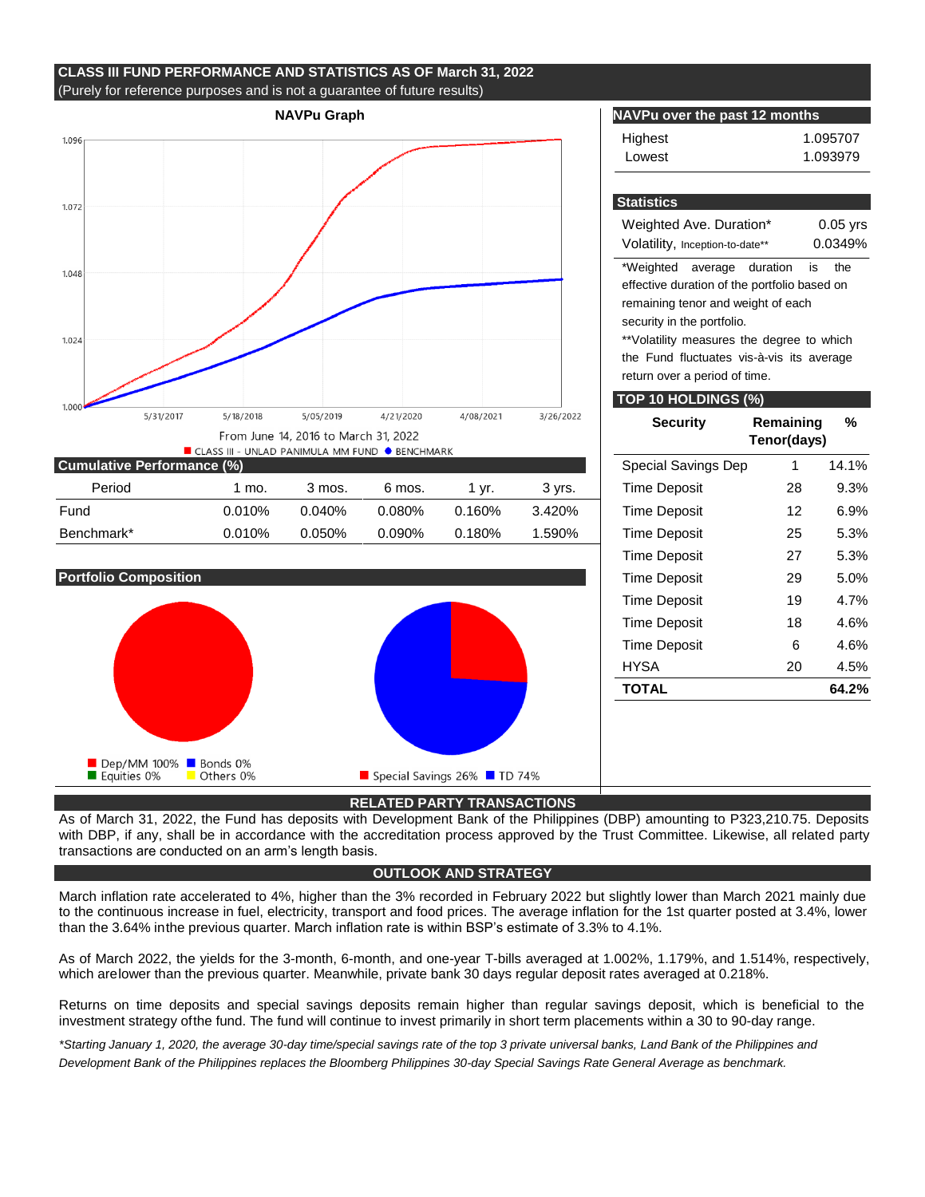## CLASS III FUND PERFORMANCE AND STATISTICS AS OF March 31, 2022
(Purely for reference purposes and is not a guarantee of future results)

**NAVPu Graph**

1.096
1.072
1.048
1.024
1.000
5/31/2017
5/18/2018
5/05/2019
4/21/2020
4/08/2021
3/26/2022
From June 14, 2016 to March 31, 2022
CLASS III - UNLAD PANIMULA MM FUND
BENCHMARK

### NAVPu over the past 12 months

| | |
|---|---|
| Highest | 1.095707 |
| Lowest | 1.093979 |

### Statistics

| | |
|---|---|
| Weighted Ave. Duration* | 0.05 yrs |
| Volatility, Inception-to-date** | 0.0349% |

*Weighted average duration is the effective duration of the portfolio based on remaining tenor and weight of each security in the portfolio.

**Volatility measures the degree to which the Fund fluctuates vis-à-vis its average return over a period of time.

### Cumulative Performance (%)

| Period | 1 mo. | 3 mos. | 6 mos. | 1 yr. | 3 yrs. |
|---|---|---|---|---|---|
| Fund | 0.010% | 0.040% | 0.080% | 0.160% | 3.420% |
| Benchmark* | 0.010% | 0.050% | 0.090% | 0.180% | 1.590% |

### TOP 10 HOLDINGS (%)

| Security | Remaining Tenor(days) | % |
|---|---|---|
| Special Savings Dep | 1 | 14.1% |
| Time Deposit | 28 | 9.3% |
| Time Deposit | 12 | 6.9% |
| Time Deposit | 25 | 5.3% |
| Time Deposit | 27 | 5.3% |
| Time Deposit | 29 | 5.0% |
| Time Deposit | 19 | 4.7% |
| Time Deposit | 18 | 4.6% |
| Time Deposit | 6 | 4.6% |
| HYSA | 20 | 4.5% |
| **TOTAL** | | **64.2%** |

### Portfolio Composition

Dep/MM 100% Bonds 0%
Equities 0% Others 0%

Special Savings 26% TD 74%

### RELATED PARTY TRANSACTIONS

As of March 31, 2022, the Fund has deposits with Development Bank of the Philippines (DBP) amounting to P323,210.75. Deposits with DBP, if any, shall be in accordance with the accreditation process approved by the Trust Committee. Likewise, all related party transactions are conducted on an arm's length basis.

### OUTLOOK AND STRATEGY

March inflation rate accelerated to 4%, higher than the 3% recorded in February 2022 but slightly lower than March 2021 mainly due to the continuous increase in fuel, electricity, transport and food prices. The average inflation for the 1st quarter posted at 3.4%, lower than the 3.64% inthe previous quarter. March inflation rate is within BSP's estimate of 3.3% to 4.1%.

As of March 2022, the yields for the 3-month, 6-month, and one-year T-bills averaged at 1.002%, 1.179%, and 1.514%, respectively, which arelower than the previous quarter. Meanwhile, private bank 30 days regular deposit rates averaged at 0.218%.

Returns on time deposits and special savings deposits remain higher than regular savings deposit, which is beneficial to the investment strategy ofthe fund. The fund will continue to invest primarily in short term placements within a 30 to 90-day range.

*\*Starting January 1, 2020, the average 30-day time/special savings rate of the top 3 private universal banks, Land Bank of the Philippines and Development Bank of the Philippines replaces the Bloomberg Philippines 30-day Special Savings Rate General Average as benchmark.*